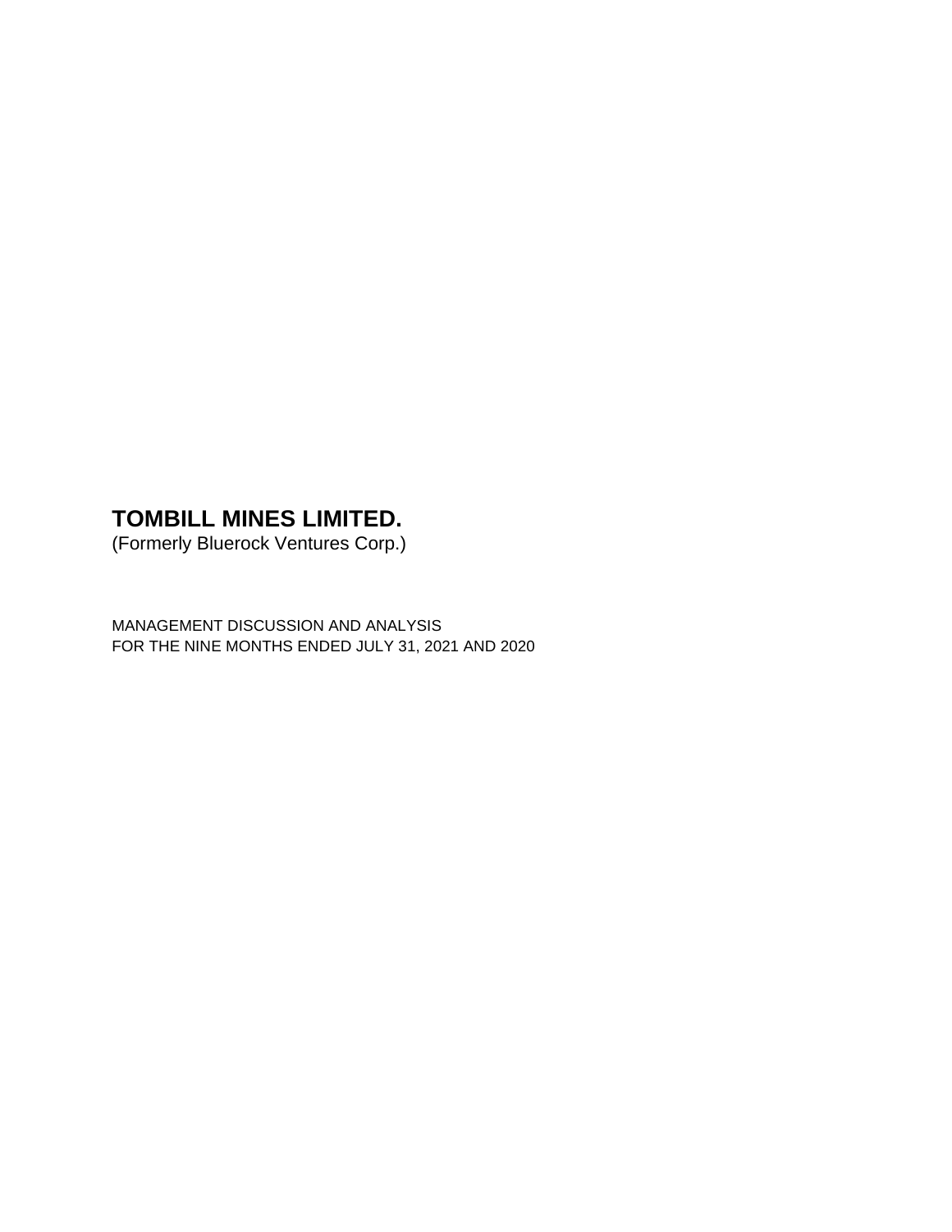# TOMBILL MINES LIMITED.

(Formerly Bluerock Ventures Corp.)

MANAGEMENT DISCUSSION AND ANALYSIS
FOR THE NINE MONTHS ENDED JULY 31, 2021 AND 2020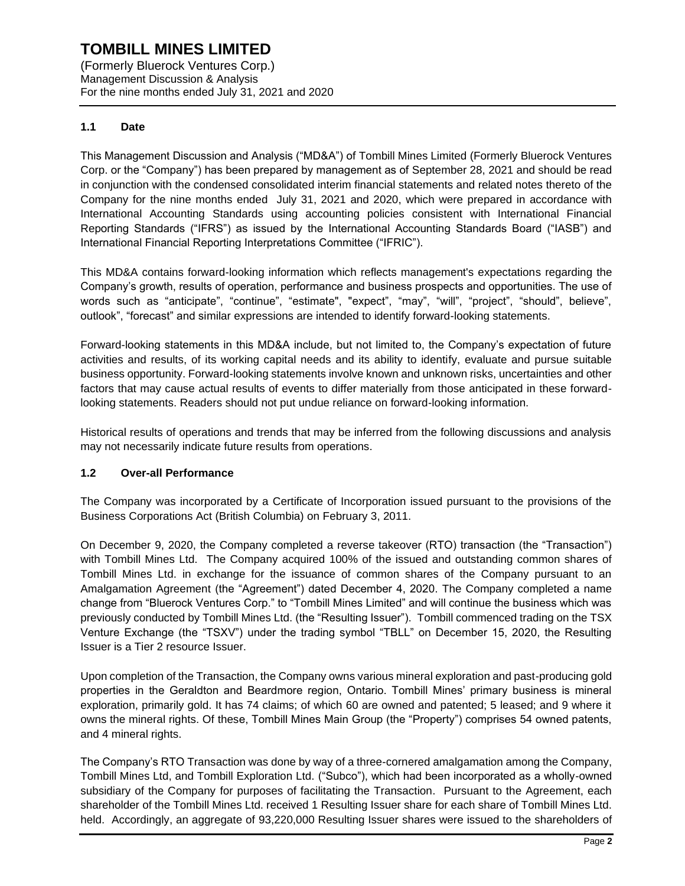# TOMBILL MINES LIMITED

(Formerly Bluerock Ventures Corp.)
Management Discussion & Analysis
For the nine months ended July 31, 2021 and 2020

## 1.1 Date

This Management Discussion and Analysis ("MD&A") of Tombill Mines Limited (Formerly Bluerock Ventures Corp. or the "Company") has been prepared by management as of September 28, 2021 and should be read in conjunction with the condensed consolidated interim financial statements and related notes thereto of the Company for the nine months ended July 31, 2021 and 2020, which were prepared in accordance with International Accounting Standards using accounting policies consistent with International Financial Reporting Standards ("IFRS") as issued by the International Accounting Standards Board ("IASB") and International Financial Reporting Interpretations Committee ("IFRIC").

This MD&A contains forward-looking information which reflects management's expectations regarding the Company's growth, results of operation, performance and business prospects and opportunities. The use of words such as "anticipate", "continue", "estimate", "expect", "may", "will", "project", "should", believe", outlook", "forecast" and similar expressions are intended to identify forward-looking statements.

Forward-looking statements in this MD&A include, but not limited to, the Company's expectation of future activities and results, of its working capital needs and its ability to identify, evaluate and pursue suitable business opportunity. Forward-looking statements involve known and unknown risks, uncertainties and other factors that may cause actual results of events to differ materially from those anticipated in these forward-looking statements. Readers should not put undue reliance on forward-looking information.

Historical results of operations and trends that may be inferred from the following discussions and analysis may not necessarily indicate future results from operations.

## 1.2 Over-all Performance

The Company was incorporated by a Certificate of Incorporation issued pursuant to the provisions of the Business Corporations Act (British Columbia) on February 3, 2011.

On December 9, 2020, the Company completed a reverse takeover (RTO) transaction (the "Transaction") with Tombill Mines Ltd. The Company acquired 100% of the issued and outstanding common shares of Tombill Mines Ltd. in exchange for the issuance of common shares of the Company pursuant to an Amalgamation Agreement (the "Agreement") dated December 4, 2020. The Company completed a name change from "Bluerock Ventures Corp." to "Tombill Mines Limited" and will continue the business which was previously conducted by Tombill Mines Ltd. (the "Resulting Issuer"). Tombill commenced trading on the TSX Venture Exchange (the "TSXV") under the trading symbol "TBLL" on December 15, 2020, the Resulting Issuer is a Tier 2 resource Issuer.

Upon completion of the Transaction, the Company owns various mineral exploration and past-producing gold properties in the Geraldton and Beardmore region, Ontario. Tombill Mines' primary business is mineral exploration, primarily gold. It has 74 claims; of which 60 are owned and patented; 5 leased; and 9 where it owns the mineral rights. Of these, Tombill Mines Main Group (the "Property") comprises 54 owned patents, and 4 mineral rights.

The Company's RTO Transaction was done by way of a three-cornered amalgamation among the Company, Tombill Mines Ltd, and Tombill Exploration Ltd. ("Subco"), which had been incorporated as a wholly-owned subsidiary of the Company for purposes of facilitating the Transaction. Pursuant to the Agreement, each shareholder of the Tombill Mines Ltd. received 1 Resulting Issuer share for each share of Tombill Mines Ltd. held. Accordingly, an aggregate of 93,220,000 Resulting Issuer shares were issued to the shareholders of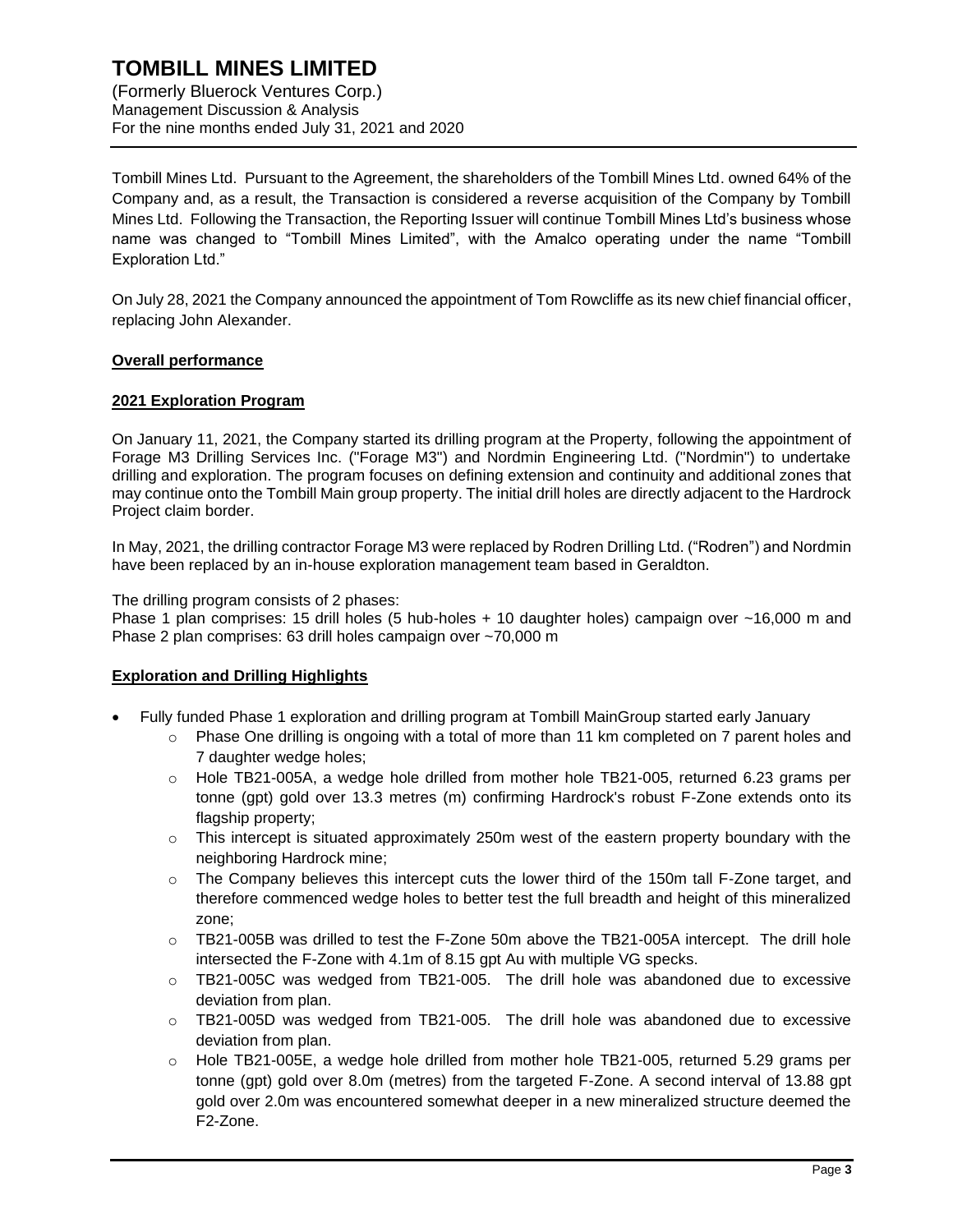Tombill Mines Ltd. Pursuant to the Agreement, the shareholders of the Tombill Mines Ltd. owned 64% of the Company and, as a result, the Transaction is considered a reverse acquisition of the Company by Tombill Mines Ltd. Following the Transaction, the Reporting Issuer will continue Tombill Mines Ltd's business whose name was changed to "Tombill Mines Limited", with the Amalco operating under the name "Tombill Exploration Ltd."

On July 28, 2021 the Company announced the appointment of Tom Rowcliffe as its new chief financial officer, replacing John Alexander.

## Overall performance

### 2021 Exploration Program

On January 11, 2021, the Company started its drilling program at the Property, following the appointment of Forage M3 Drilling Services Inc. ("Forage M3") and Nordmin Engineering Ltd. ("Nordmin") to undertake drilling and exploration. The program focuses on defining extension and continuity and additional zones that may continue onto the Tombill Main group property. The initial drill holes are directly adjacent to the Hardrock Project claim border.

In May, 2021, the drilling contractor Forage M3 were replaced by Rodren Drilling Ltd. ("Rodren") and Nordmin have been replaced by an in-house exploration management team based in Geraldton.

The drilling program consists of 2 phases:
Phase 1 plan comprises: 15 drill holes (5 hub-holes + 10 daughter holes) campaign over ~16,000 m and Phase 2 plan comprises: 63 drill holes campaign over ~70,000 m

### Exploration and Drilling Highlights

- Fully funded Phase 1 exploration and drilling program at Tombill MainGroup started early January
  - Phase One drilling is ongoing with a total of more than 11 km completed on 7 parent holes and 7 daughter wedge holes;
  - Hole TB21-005A, a wedge hole drilled from mother hole TB21-005, returned 6.23 grams per tonne (gpt) gold over 13.3 metres (m) confirming Hardrock's robust F-Zone extends onto its flagship property;
  - This intercept is situated approximately 250m west of the eastern property boundary with the neighboring Hardrock mine;
  - The Company believes this intercept cuts the lower third of the 150m tall F-Zone target, and therefore commenced wedge holes to better test the full breadth and height of this mineralized zone;
  - TB21-005B was drilled to test the F-Zone 50m above the TB21-005A intercept. The drill hole intersected the F-Zone with 4.1m of 8.15 gpt Au with multiple VG specks.
  - TB21-005C was wedged from TB21-005. The drill hole was abandoned due to excessive deviation from plan.
  - TB21-005D was wedged from TB21-005. The drill hole was abandoned due to excessive deviation from plan.
  - Hole TB21-005E, a wedge hole drilled from mother hole TB21-005, returned 5.29 grams per tonne (gpt) gold over 8.0m (metres) from the targeted F-Zone. A second interval of 13.88 gpt gold over 2.0m was encountered somewhat deeper in a new mineralized structure deemed the F2-Zone.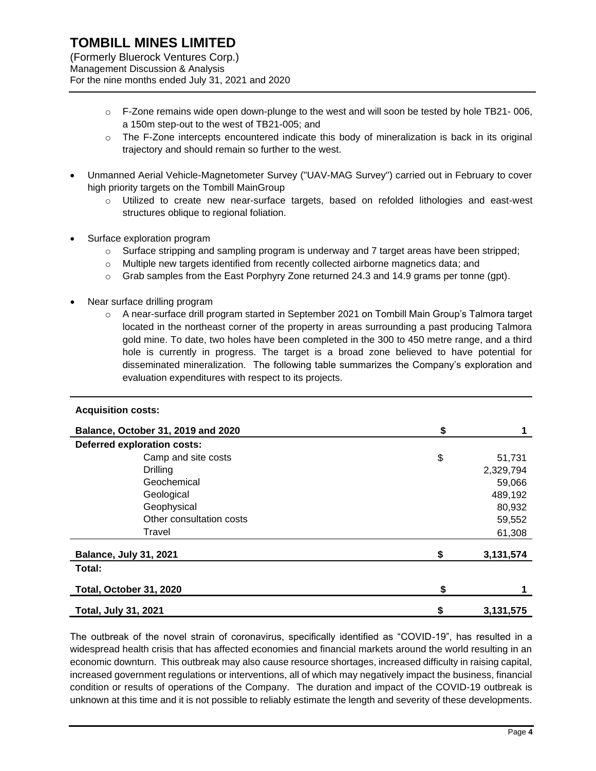- F-Zone remains wide open down-plunge to the west and will soon be tested by hole TB21- 006, a 150m step-out to the west of TB21-005; and
  - The F-Zone intercepts encountered indicate this body of mineralization is back in its original trajectory and should remain so further to the west.

- Unmanned Aerial Vehicle-Magnetometer Survey ("UAV-MAG Survey") carried out in February to cover high priority targets on the Tombill MainGroup
  - Utilized to create new near-surface targets, based on refolded lithologies and east-west structures oblique to regional foliation.

- Surface exploration program
  - Surface stripping and sampling program is underway and 7 target areas have been stripped;
  - Multiple new targets identified from recently collected airborne magnetics data; and
  - Grab samples from the East Porphyry Zone returned 24.3 and 14.9 grams per tonne (gpt).

- Near surface drilling program
  - A near-surface drill program started in September 2021 on Tombill Main Group's Talmora target located in the northeast corner of the property in areas surrounding a past producing Talmora gold mine. To date, two holes have been completed in the 300 to 450 metre range, and a third hole is currently in progress. The target is a broad zone believed to have potential for disseminated mineralization. The following table summarizes the Company's exploration and evaluation expenditures with respect to its projects.

| | | |
|---|---|---|
| **Acquisition costs:** | | |
| **Balance, October 31, 2019 and 2020** | **$** | **1** |
| **Deferred exploration costs:** | | |
| Camp and site costs | $ | 51,731 |
| Drilling | | 2,329,794 |
| Geochemical | | 59,066 |
| Geological | | 489,192 |
| Geophysical | | 80,932 |
| Other consultation costs | | 59,552 |
| Travel | | 61,308 |
| **Balance, July 31, 2021** | **$** | **3,131,574** |
| **Total:** | | |
| **Total, October 31, 2020** | **$** | **1** |
| **Total, July 31, 2021** | **$** | **3,131,575** |

The outbreak of the novel strain of coronavirus, specifically identified as "COVID-19", has resulted in a widespread health crisis that has affected economies and financial markets around the world resulting in an economic downturn. This outbreak may also cause resource shortages, increased difficulty in raising capital, increased government regulations or interventions, all of which may negatively impact the business, financial condition or results of operations of the Company. The duration and impact of the COVID-19 outbreak is unknown at this time and it is not possible to reliably estimate the length and severity of these developments.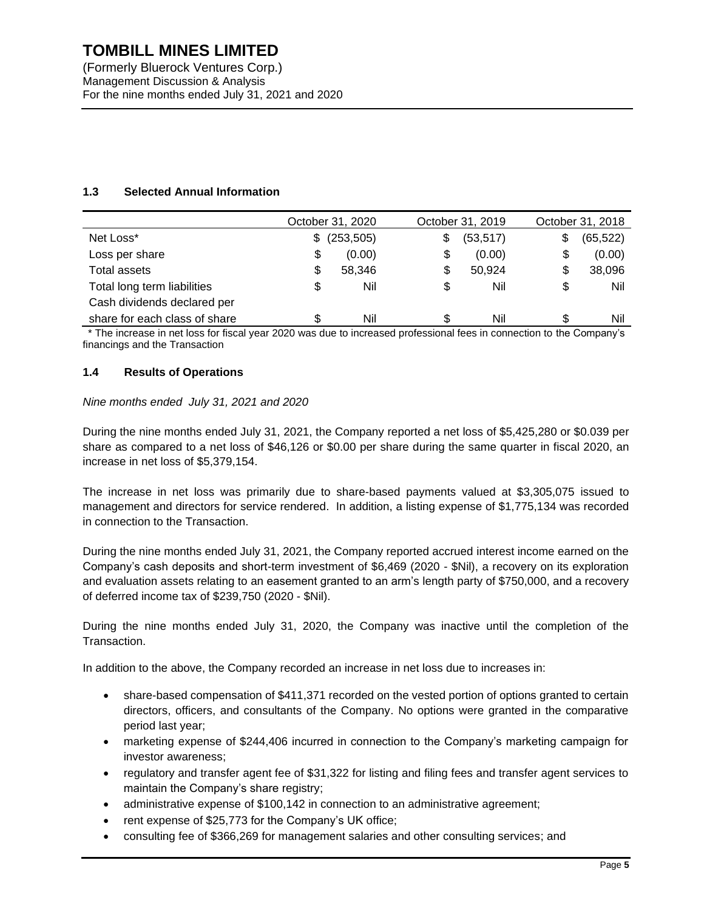## 1.3 Selected Annual Information

| | October 31, 2020 | October 31, 2019 | October 31, 2018 |
|---|---|---|---|
| Net Loss* | $ (253,505) | $ (53,517) | $ (65,522) |
| Loss per share | $ (0.00) | $ (0.00) | $ (0.00) |
| Total assets | $ 58,346 | $ 50,924 | $ 38,096 |
| Total long term liabilities | $ Nil | $ Nil | $ Nil |
| Cash dividends declared per share for each class of share | $ Nil | $ Nil | $ Nil |

\* The increase in net loss for fiscal year 2020 was due to increased professional fees in connection to the Company's financings and the Transaction

## 1.4 Results of Operations

*Nine months ended July 31, 2021 and 2020*

During the nine months ended July 31, 2021, the Company reported a net loss of $5,425,280 or $0.039 per share as compared to a net loss of $46,126 or $0.00 per share during the same quarter in fiscal 2020, an increase in net loss of $5,379,154.

The increase in net loss was primarily due to share-based payments valued at $3,305,075 issued to management and directors for service rendered. In addition, a listing expense of $1,775,134 was recorded in connection to the Transaction.

During the nine months ended July 31, 2021, the Company reported accrued interest income earned on the Company's cash deposits and short-term investment of $6,469 (2020 - $Nil), a recovery on its exploration and evaluation assets relating to an easement granted to an arm's length party of $750,000, and a recovery of deferred income tax of $239,750 (2020 - $Nil).

During the nine months ended July 31, 2020, the Company was inactive until the completion of the Transaction.

In addition to the above, the Company recorded an increase in net loss due to increases in:

- share-based compensation of $411,371 recorded on the vested portion of options granted to certain directors, officers, and consultants of the Company. No options were granted in the comparative period last year;
- marketing expense of $244,406 incurred in connection to the Company's marketing campaign for investor awareness;
- regulatory and transfer agent fee of $31,322 for listing and filing fees and transfer agent services to maintain the Company's share registry;
- administrative expense of $100,142 in connection to an administrative agreement;
- rent expense of $25,773 for the Company's UK office;
- consulting fee of $366,269 for management salaries and other consulting services; and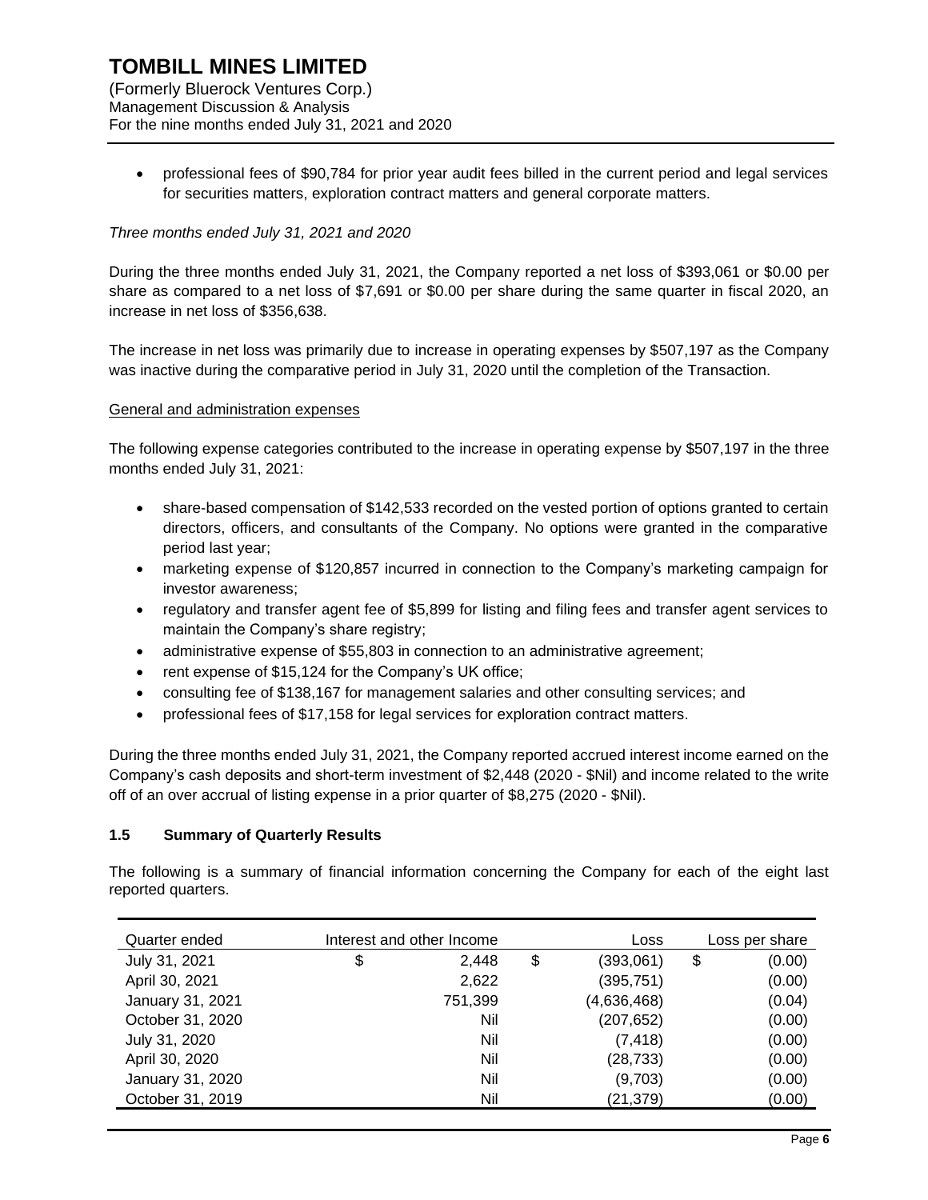- professional fees of $90,784 for prior year audit fees billed in the current period and legal services for securities matters, exploration contract matters and general corporate matters.

*Three months ended July 31, 2021 and 2020*

During the three months ended July 31, 2021, the Company reported a net loss of $393,061 or $0.00 per share as compared to a net loss of $7,691 or $0.00 per share during the same quarter in fiscal 2020, an increase in net loss of $356,638.

The increase in net loss was primarily due to increase in operating expenses by $507,197 as the Company was inactive during the comparative period in July 31, 2020 until the completion of the Transaction.

General and administration expenses

The following expense categories contributed to the increase in operating expense by $507,197 in the three months ended July 31, 2021:

- share-based compensation of $142,533 recorded on the vested portion of options granted to certain directors, officers, and consultants of the Company. No options were granted in the comparative period last year;
- marketing expense of $120,857 incurred in connection to the Company's marketing campaign for investor awareness;
- regulatory and transfer agent fee of $5,899 for listing and filing fees and transfer agent services to maintain the Company's share registry;
- administrative expense of $55,803 in connection to an administrative agreement;
- rent expense of $15,124 for the Company's UK office;
- consulting fee of $138,167 for management salaries and other consulting services; and
- professional fees of $17,158 for legal services for exploration contract matters.

During the three months ended July 31, 2021, the Company reported accrued interest income earned on the Company's cash deposits and short-term investment of $2,448 (2020 - $Nil) and income related to the write off of an over accrual of listing expense in a prior quarter of $8,275 (2020 - $Nil).

## 1.5 Summary of Quarterly Results

The following is a summary of financial information concerning the Company for each of the eight last reported quarters.

| Quarter ended | Interest and other Income | Loss | Loss per share |
|---|---|---|---|
| July 31, 2021 | $ 2,448 | $ (393,061) | $ (0.00) |
| April 30, 2021 | 2,622 | (395,751) | (0.00) |
| January 31, 2021 | 751,399 | (4,636,468) | (0.04) |
| October 31, 2020 | Nil | (207,652) | (0.00) |
| July 31, 2020 | Nil | (7,418) | (0.00) |
| April 30, 2020 | Nil | (28,733) | (0.00) |
| January 31, 2020 | Nil | (9,703) | (0.00) |
| October 31, 2019 | Nil | (21,379) | (0.00) |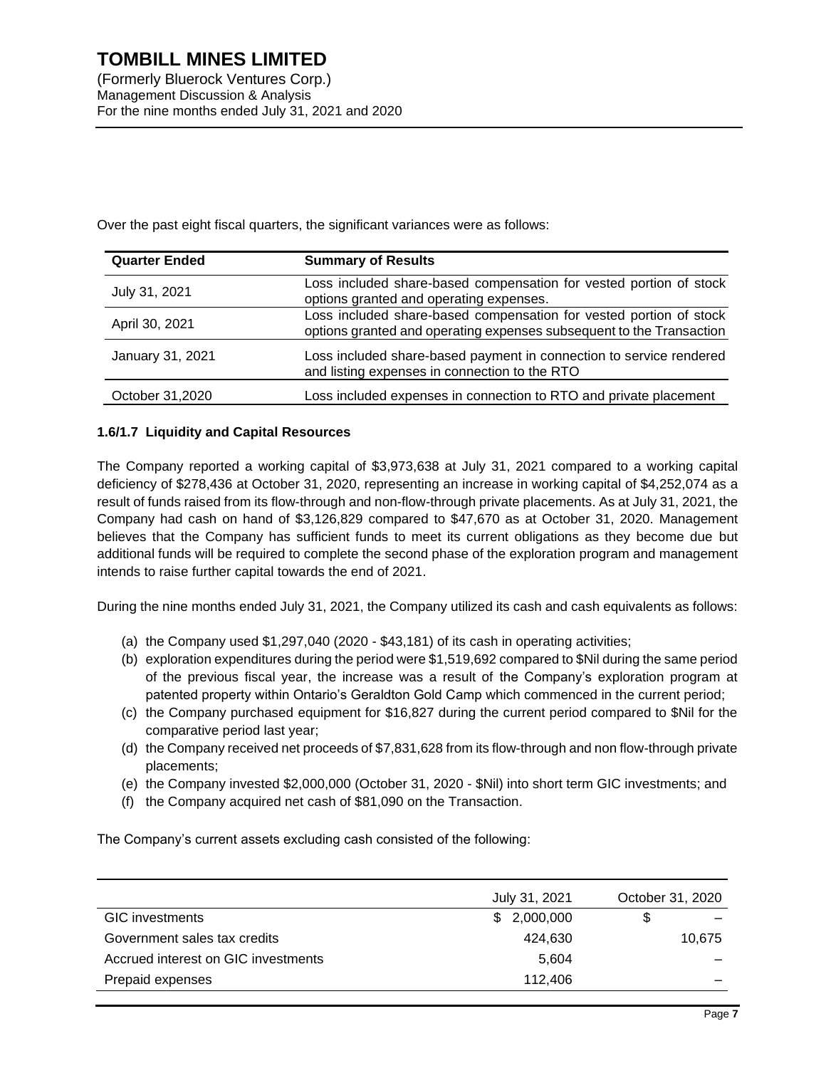Over the past eight fiscal quarters, the significant variances were as follows:

| Quarter Ended | Summary of Results |
|---|---|
| July 31, 2021 | Loss included share-based compensation for vested portion of stock options granted and operating expenses. |
| April 30, 2021 | Loss included share-based compensation for vested portion of stock options granted and operating expenses subsequent to the Transaction |
| January 31, 2021 | Loss included share-based payment in connection to service rendered and listing expenses in connection to the RTO |
| October 31,2020 | Loss included expenses in connection to RTO and private placement |

### 1.6/1.7 Liquidity and Capital Resources

The Company reported a working capital of $3,973,638 at July 31, 2021 compared to a working capital deficiency of $278,436 at October 31, 2020, representing an increase in working capital of $4,252,074 as a result of funds raised from its flow-through and non-flow-through private placements. As at July 31, 2021, the Company had cash on hand of $3,126,829 compared to $47,670 as at October 31, 2020. Management believes that the Company has sufficient funds to meet its current obligations as they become due but additional funds will be required to complete the second phase of the exploration program and management intends to raise further capital towards the end of 2021.

During the nine months ended July 31, 2021, the Company utilized its cash and cash equivalents as follows:

(a) the Company used $1,297,040 (2020 - $43,181) of its cash in operating activities;
(b) exploration expenditures during the period were $1,519,692 compared to $Nil during the same period of the previous fiscal year, the increase was a result of the Company's exploration program at patented property within Ontario's Geraldton Gold Camp which commenced in the current period;
(c) the Company purchased equipment for $16,827 during the current period compared to $Nil for the comparative period last year;
(d) the Company received net proceeds of $7,831,628 from its flow-through and non flow-through private placements;
(e) the Company invested $2,000,000 (October 31, 2020 - $Nil) into short term GIC investments; and
(f) the Company acquired net cash of $81,090 on the Transaction.

The Company's current assets excluding cash consisted of the following:

| | July 31, 2021 | October 31, 2020 |
|---|---|---|
| GIC investments | $ 2,000,000 | $ – |
| Government sales tax credits | 424,630 | 10,675 |
| Accrued interest on GIC investments | 5,604 | – |
| Prepaid expenses | 112,406 | – |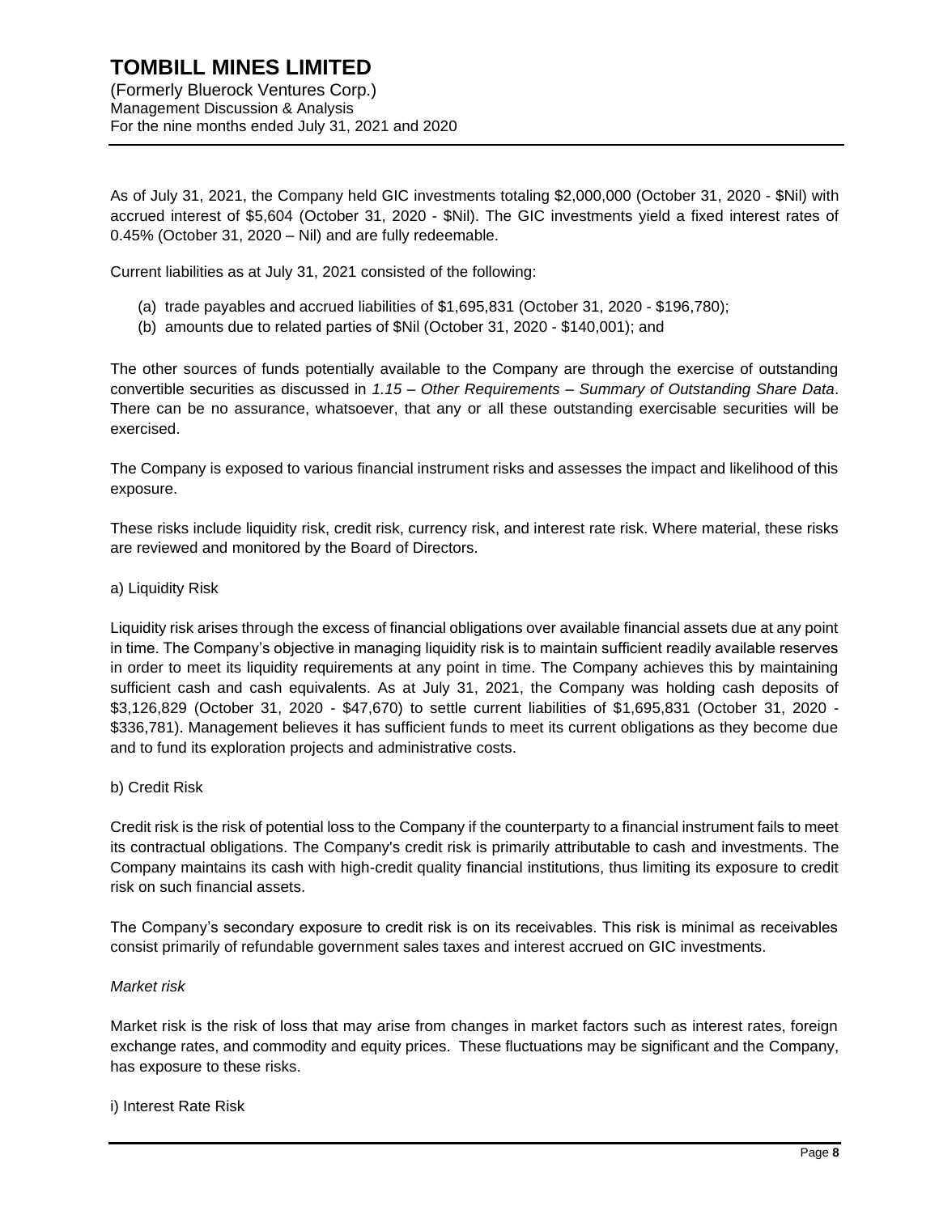As of July 31, 2021, the Company held GIC investments totaling $2,000,000 (October 31, 2020 - $Nil) with accrued interest of $5,604 (October 31, 2020 - $Nil). The GIC investments yield a fixed interest rates of 0.45% (October 31, 2020 – Nil) and are fully redeemable.

Current liabilities as at July 31, 2021 consisted of the following:

(a) trade payables and accrued liabilities of $1,695,831 (October 31, 2020 - $196,780);
(b) amounts due to related parties of $Nil (October 31, 2020 - $140,001); and

The other sources of funds potentially available to the Company are through the exercise of outstanding convertible securities as discussed in *1.15 – Other Requirements – Summary of Outstanding Share Data*. There can be no assurance, whatsoever, that any or all these outstanding exercisable securities will be exercised.

The Company is exposed to various financial instrument risks and assesses the impact and likelihood of this exposure.

These risks include liquidity risk, credit risk, currency risk, and interest rate risk. Where material, these risks are reviewed and monitored by the Board of Directors.

a) Liquidity Risk

Liquidity risk arises through the excess of financial obligations over available financial assets due at any point in time. The Company's objective in managing liquidity risk is to maintain sufficient readily available reserves in order to meet its liquidity requirements at any point in time. The Company achieves this by maintaining sufficient cash and cash equivalents. As at July 31, 2021, the Company was holding cash deposits of $3,126,829 (October 31, 2020 - $47,670) to settle current liabilities of $1,695,831 (October 31, 2020 - $336,781). Management believes it has sufficient funds to meet its current obligations as they become due and to fund its exploration projects and administrative costs.

b) Credit Risk

Credit risk is the risk of potential loss to the Company if the counterparty to a financial instrument fails to meet its contractual obligations. The Company's credit risk is primarily attributable to cash and investments. The Company maintains its cash with high-credit quality financial institutions, thus limiting its exposure to credit risk on such financial assets.

The Company's secondary exposure to credit risk is on its receivables. This risk is minimal as receivables consist primarily of refundable government sales taxes and interest accrued on GIC investments.

*Market risk*

Market risk is the risk of loss that may arise from changes in market factors such as interest rates, foreign exchange rates, and commodity and equity prices. These fluctuations may be significant and the Company, has exposure to these risks.

i) Interest Rate Risk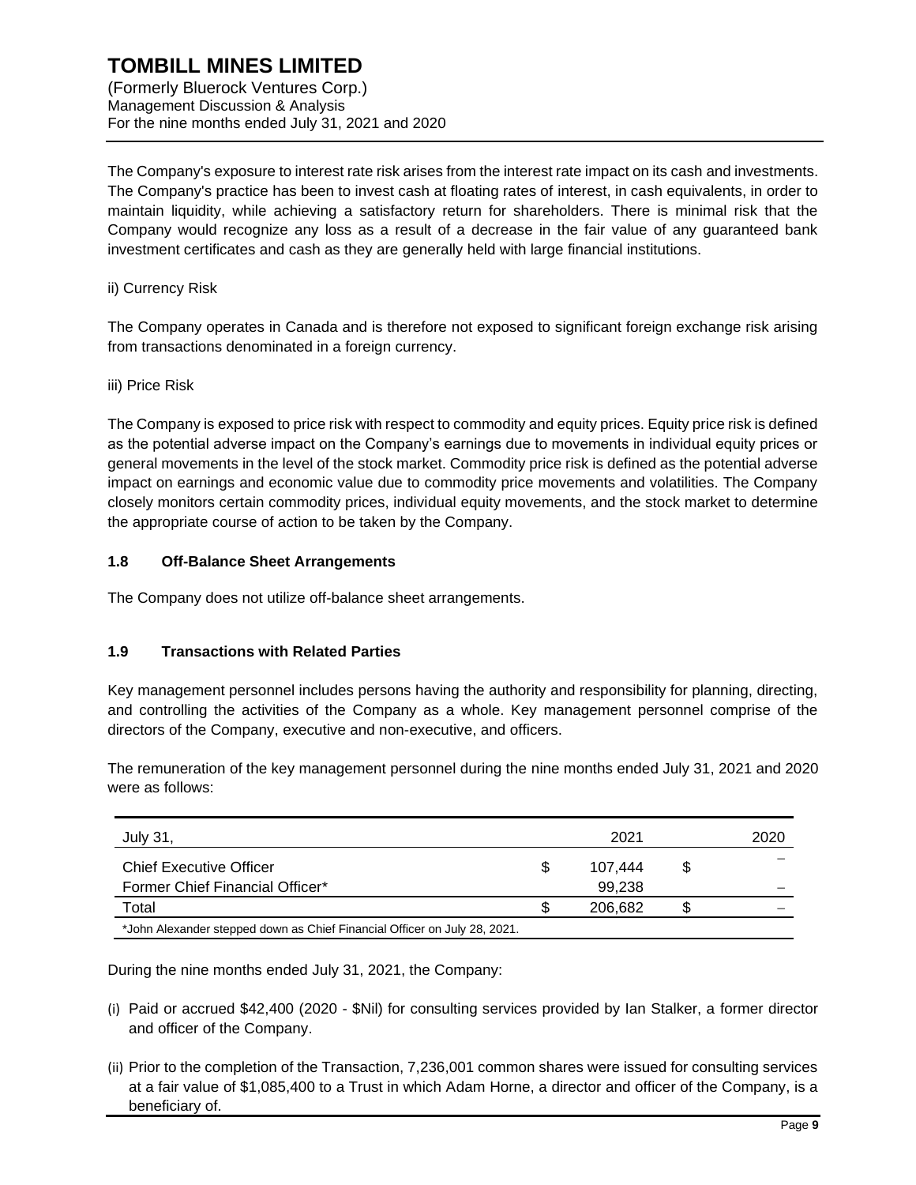The Company's exposure to interest rate risk arises from the interest rate impact on its cash and investments. The Company's practice has been to invest cash at floating rates of interest, in cash equivalents, in order to maintain liquidity, while achieving a satisfactory return for shareholders. There is minimal risk that the Company would recognize any loss as a result of a decrease in the fair value of any guaranteed bank investment certificates and cash as they are generally held with large financial institutions.

ii) Currency Risk

The Company operates in Canada and is therefore not exposed to significant foreign exchange risk arising from transactions denominated in a foreign currency.

iii) Price Risk

The Company is exposed to price risk with respect to commodity and equity prices. Equity price risk is defined as the potential adverse impact on the Company's earnings due to movements in individual equity prices or general movements in the level of the stock market. Commodity price risk is defined as the potential adverse impact on earnings and economic value due to commodity price movements and volatilities. The Company closely monitors certain commodity prices, individual equity movements, and the stock market to determine the appropriate course of action to be taken by the Company.

### 1.8 Off-Balance Sheet Arrangements

The Company does not utilize off-balance sheet arrangements.

### 1.9 Transactions with Related Parties

Key management personnel includes persons having the authority and responsibility for planning, directing, and controlling the activities of the Company as a whole. Key management personnel comprise of the directors of the Company, executive and non-executive, and officers.

The remuneration of the key management personnel during the nine months ended July 31, 2021 and 2020 were as follows:

| July 31, | | 2021 | | 2020 |
|---|---|---|---|---|
| Chief Executive Officer | $ | 107,444 | $ | – |
| Former Chief Financial Officer* | | 99,238 | | – |
| Total | $ | 206,682 | $ | – |

*John Alexander stepped down as Chief Financial Officer on July 28, 2021.

During the nine months ended July 31, 2021, the Company:

(i) Paid or accrued $42,400 (2020 - $Nil) for consulting services provided by Ian Stalker, a former director and officer of the Company.

(ii) Prior to the completion of the Transaction, 7,236,001 common shares were issued for consulting services at a fair value of $1,085,400 to a Trust in which Adam Horne, a director and officer of the Company, is a beneficiary of.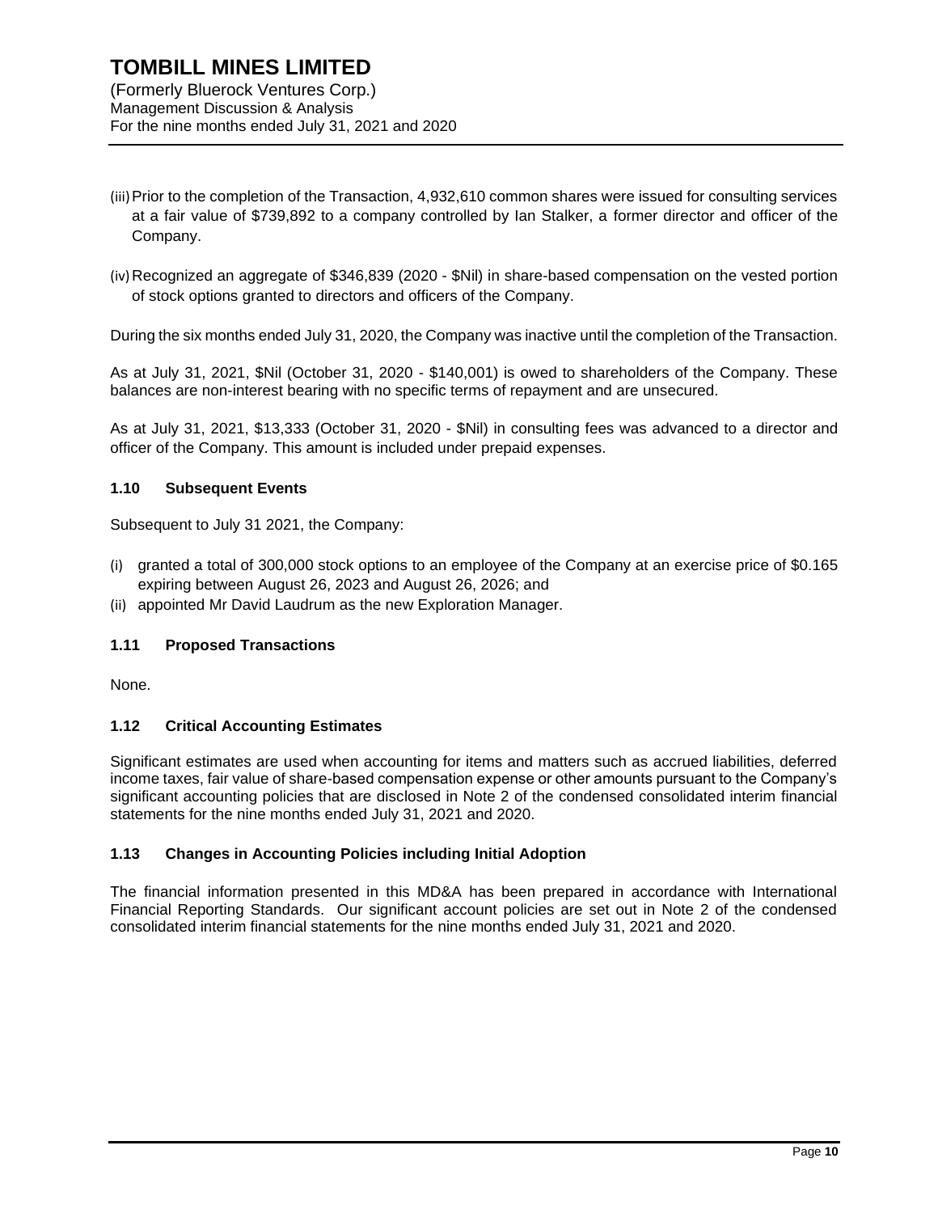(iii) Prior to the completion of the Transaction, 4,932,610 common shares were issued for consulting services at a fair value of $739,892 to a company controlled by Ian Stalker, a former director and officer of the Company.

(iv) Recognized an aggregate of $346,839 (2020 - $Nil) in share-based compensation on the vested portion of stock options granted to directors and officers of the Company.

During the six months ended July 31, 2020, the Company was inactive until the completion of the Transaction.

As at July 31, 2021, $Nil (October 31, 2020 - $140,001) is owed to shareholders of the Company. These balances are non-interest bearing with no specific terms of repayment and are unsecured.

As at July 31, 2021, $13,333 (October 31, 2020 - $Nil) in consulting fees was advanced to a director and officer of the Company. This amount is included under prepaid expenses.

### 1.10 Subsequent Events

Subsequent to July 31 2021, the Company:

(i) granted a total of 300,000 stock options to an employee of the Company at an exercise price of $0.165 expiring between August 26, 2023 and August 26, 2026; and
(ii) appointed Mr David Laudrum as the new Exploration Manager.

### 1.11 Proposed Transactions

None.

### 1.12 Critical Accounting Estimates

Significant estimates are used when accounting for items and matters such as accrued liabilities, deferred income taxes, fair value of share-based compensation expense or other amounts pursuant to the Company's significant accounting policies that are disclosed in Note 2 of the condensed consolidated interim financial statements for the nine months ended July 31, 2021 and 2020.

### 1.13 Changes in Accounting Policies including Initial Adoption

The financial information presented in this MD&A has been prepared in accordance with International Financial Reporting Standards. Our significant account policies are set out in Note 2 of the condensed consolidated interim financial statements for the nine months ended July 31, 2021 and 2020.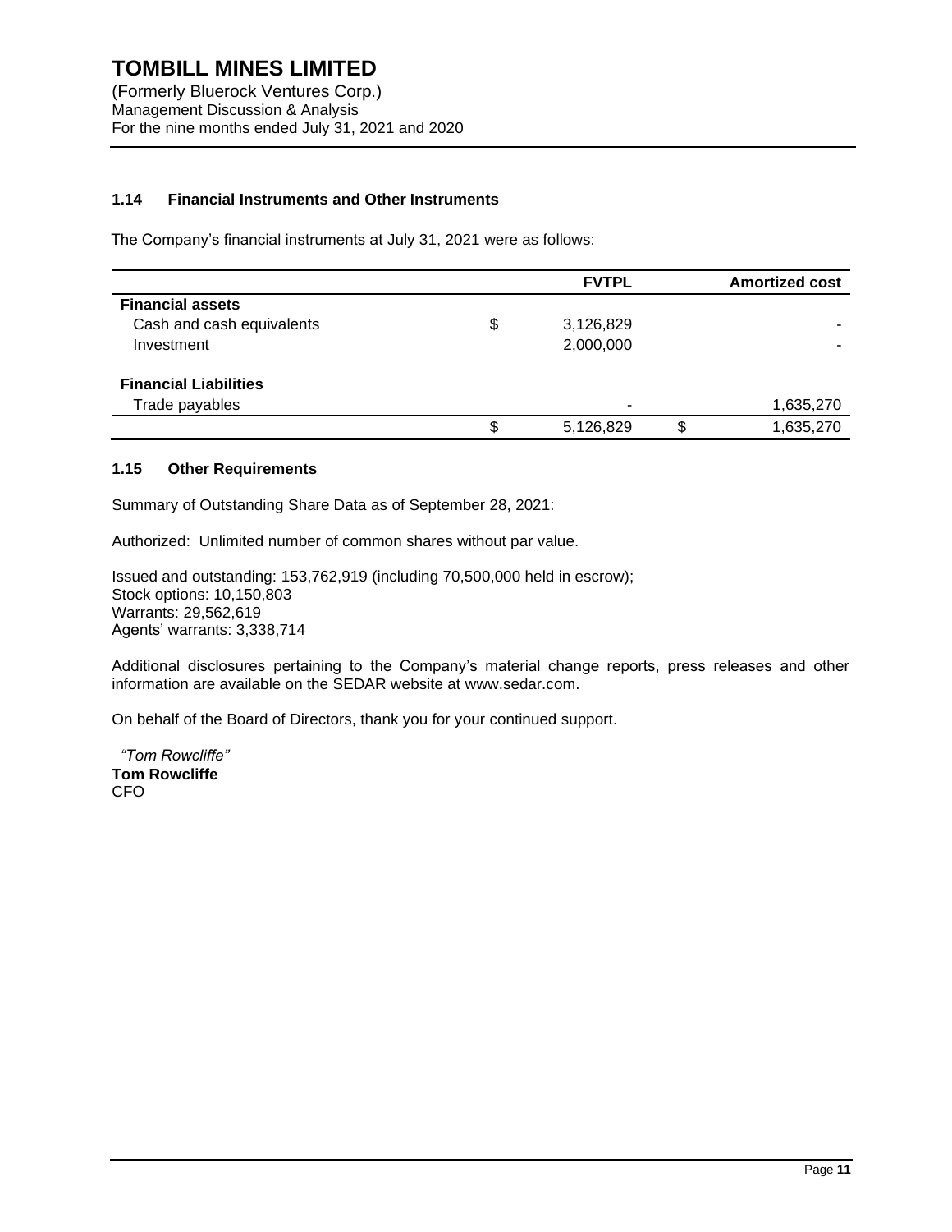### 1.14 Financial Instruments and Other Instruments

The Company's financial instruments at July 31, 2021 were as follows:

| | FVTPL | Amortized cost |
|---|---|---|
| **Financial assets** | | |
| Cash and cash equivalents | $ 3,126,829 | - |
| Investment | 2,000,000 | - |
| **Financial Liabilities** | | |
| Trade payables | - | 1,635,270 |
| | $ 5,126,829 | $ 1,635,270 |

### 1.15 Other Requirements

Summary of Outstanding Share Data as of September 28, 2021:

Authorized: Unlimited number of common shares without par value.

Issued and outstanding: 153,762,919 (including 70,500,000 held in escrow);
Stock options: 10,150,803
Warrants: 29,562,619
Agents' warrants: 3,338,714

Additional disclosures pertaining to the Company's material change reports, press releases and other information are available on the SEDAR website at www.sedar.com.

On behalf of the Board of Directors, thank you for your continued support.

*"Tom Rowcliffe"*
**Tom Rowcliffe**
CFO